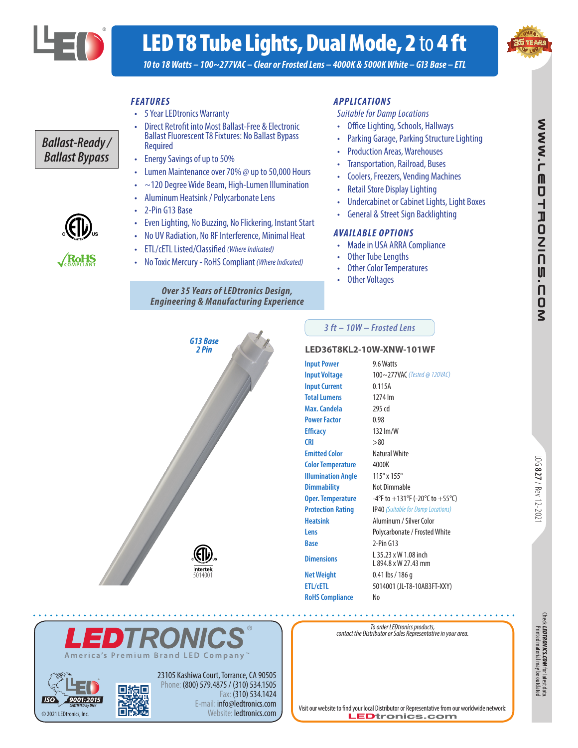# LED T8 Tube Lights, Dual Mode, 2 to 4 ft

*10 to 18 Watts – 100~277VAC – Clear or Frosted Lens – 4000K & 5000K White – G13 Base – ETL*

*Ballast-Ready / Ballast Bypass*

## FEATURES

- 5 Year LEDtronics Warranty
- Direct Retrofit into Most Ballast-Free & Electronic Ballast Fluorescent T8 Fixtures: No Ballast Bypass Required
- Energy Savings of up to 50%
- Lumen Maintenance over 70% @ up to 50,000 Hours
- ~120 Degree Wide Beam, High-Lumen Illumination
- Aluminum Heatsink / Polycarbonate Lens
- 2-Pin G13 Base
- Even Lighting, No Buzzing, No Flickering, Instant Start
- No UV Radiation, No RF Interference, Minimal Heat
- ETL/cETL Listed/Classified *(Where Indicated)*
- No Toxic Mercury - RoHS Compliant *(Where Indicated)*

*Over 35 Years of LEDtronics Design, Engineering & Manufacturing Experience*

## APPLICATIONS

*Suitable for Damp Locations*

- Office Lighting, Schools, Hallways
- Parking Garage, Parking Structure Lighting
- Production Areas, Warehouses
- Transportation, Railroad, Buses
- Coolers, Freezers, Vending Machines
- Retail Store Display Lighting
- Undercabinet or Cabinet Lights, Light Boxes
- General & Street Sign Backlighting

## AVAILABLE OPTIONS

- Made in USA ARRA Compliance
- Other Tube Lengths
- Other Color Temperatures
- Other Voltages

*G13 Base 2 Pin*

Intertek 5014001

*3 ft – 10W – Frosted Lens*

### LED36T8KL2-10W-XNW-101WF

| | |
|---|---|
| Input Power | 9.6 Watts |
| Input Voltage | 100~277VAC *(Tested @ 120VAC)* |
| Input Current | 0.115A |
| Total Lumens | 1274 lm |
| Max. Candela | 295 cd |
| Power Factor | 0.98 |
| Efficacy | 132 lm/W |
| CRI | >80 |
| Emitted Color | Natural White |
| Color Temperature | 4000K |
| Illumination Angle | 115° x 155° |
| Dimmability | Not Dimmable |
| Oper. Temperature | -4°F to +131°F (-20°C to +55°C) |
| Protection Rating | IP40 *(Suitable for Damp Locations)* |
| Heatsink | Aluminum / Silver Color |
| Lens | Polycarbonate / Frosted White |
| Base | 2-Pin G13 |
| Dimensions | L 35.23 x W 1.08 inch<br>L 894.8 x W 27.43 mm |
| Net Weight | 0.41 lbs / 186 g |
| ETL/cETL | 5014001 (JL-T8-10AB3FT-XXY) |
| RoHS Compliance | No |

WWW.LEDTRONICS.COM

LOG 827 / Rev 12-2021

**LEDTRONICS**®

America's Premium Brand LED Company™

ISO 9001:2015 CERTIFIED by DNV

© 2021 LEDtronics, Inc.

23105 Kashiwa Court, Torrance, CA 90505
Phone: (800) 579.4875 / (310) 534.1505
Fax: (310) 534.1424
E-mail: info@ledtronics.com
Website: ledtronics.com

*To order LEDtronics products, contact the Distributor or Sales Representative in your area.*

Visit our website to find your local Distributor or Representative from our worldwide network: LEDtronics.com

Check **LEDTRONICS.COM** for latest data. Printed material may be outdated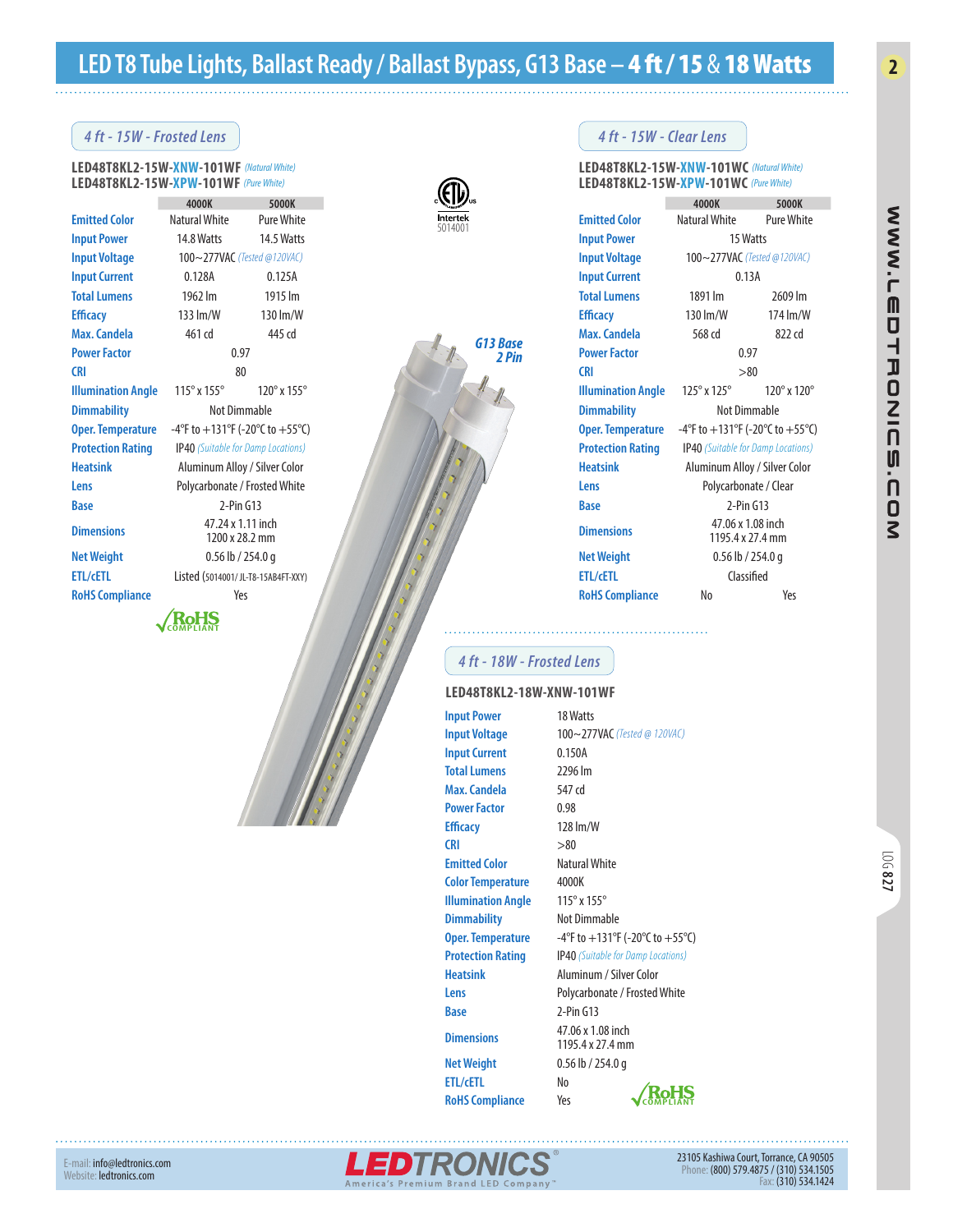# LED T8 Tube Lights, Ballast Ready / Ballast Bypass, G13 Base – 4 ft / 15 & 18 Watts

## 4 ft - 15W - Frosted Lens

**LED48T8KL2-15W-XNW-101WF** *(Natural White)*
**LED48T8KL2-15W-XPW-101WF** *(Pure White)*

| | 4000K | 5000K |
|---|---|---|
| Emitted Color | Natural White | Pure White |
| Input Power | 14.8 Watts | 14.5 Watts |
| Input Voltage | 100~277VAC *(Tested @120VAC)* | |
| Input Current | 0.128A | 0.125A |
| Total Lumens | 1962 lm | 1915 lm |
| Efficacy | 133 lm/W | 130 lm/W |
| Max. Candela | 461 cd | 445 cd |
| Power Factor | 0.97 | |
| CRI | 80 | |
| Illumination Angle | 115° x 155° | 120° x 155° |
| Dimmability | Not Dimmable | |
| Oper. Temperature | -4°F to +131°F (-20°C to +55°C) | |
| Protection Rating | IP40 *(Suitable for Damp Locations)* | |
| Heatsink | Aluminum Alloy / Silver Color | |
| Lens | Polycarbonate / Frosted White | |
| Base | 2-Pin G13 | |
| Dimensions | 47.24 x 1.11 inch 1200 x 28.2 mm | |
| Net Weight | 0.56 lb / 254.0 g | |
| ETL/cETL | Listed (5014001/ JL-T8-15AB4FT-XXY) | |
| RoHS Compliance | Yes | |

RoHS COMPLIANT

Intertek 5014001

G13 Base 2 Pin

## 4 ft - 15W - Clear Lens

**LED48T8KL2-15W-XNW-101WC** *(Natural White)*
**LED48T8KL2-15W-XPW-101WC** *(Pure White)*

| | 4000K | 5000K |
|---|---|---|
| Emitted Color | Natural White | Pure White |
| Input Power | 15 Watts | |
| Input Voltage | 100~277VAC *(Tested @120VAC)* | |
| Input Current | 0.13A | |
| Total Lumens | 1891 lm | 2609 lm |
| Efficacy | 130 lm/W | 174 lm/W |
| Max. Candela | 568 cd | 822 cd |
| Power Factor | 0.97 | |
| CRI | >80 | |
| Illumination Angle | 125° x 125° | 120° x 120° |
| Dimmability | Not Dimmable | |
| Oper. Temperature | -4°F to +131°F (-20°C to +55°C) | |
| Protection Rating | IP40 *(Suitable for Damp Locations)* | |
| Heatsink | Aluminum Alloy / Silver Color | |
| Lens | Polycarbonate / Clear | |
| Base | 2-Pin G13 | |
| Dimensions | 47.06 x 1.08 inch 1195.4 x 27.4 mm | |
| Net Weight | 0.56 lb / 254.0 g | |
| ETL/cETL | Classified | |
| RoHS Compliance | No | Yes |

## 4 ft - 18W - Frosted Lens

**LED48T8KL2-18W-XNW-101WF**

| | |
|---|---|
| Input Power | 18 Watts |
| Input Voltage | 100~277VAC *(Tested @ 120VAC)* |
| Input Current | 0.150A |
| Total Lumens | 2296 lm |
| Max. Candela | 547 cd |
| Power Factor | 0.98 |
| Efficacy | 128 lm/W |
| CRI | >80 |
| Emitted Color | Natural White |
| Color Temperature | 4000K |
| Illumination Angle | 115° x 155° |
| Dimmability | Not Dimmable |
| Oper. Temperature | -4°F to +131°F (-20°C to +55°C) |
| Protection Rating | IP40 *(Suitable for Damp Locations)* |
| Heatsink | Aluminum / Silver Color |
| Lens | Polycarbonate / Frosted White |
| Base | 2-Pin G13 |
| Dimensions | 47.06 x 1.08 inch 1195.4 x 27.4 mm |
| Net Weight | 0.56 lb / 254.0 g |
| ETL/cETL | No |
| RoHS Compliance | Yes |

RoHS COMPLIANT

WWW.LEDTRONICS.COM

E-mail: info@ledtronics.com
Website: ledtronics.com

LEDTRONICS® America's Premium Brand LED Company™

23105 Kashiwa Court, Torrance, CA 90505
Phone: (800) 579.4875 / (310) 534.1505
Fax: (310) 534.1424